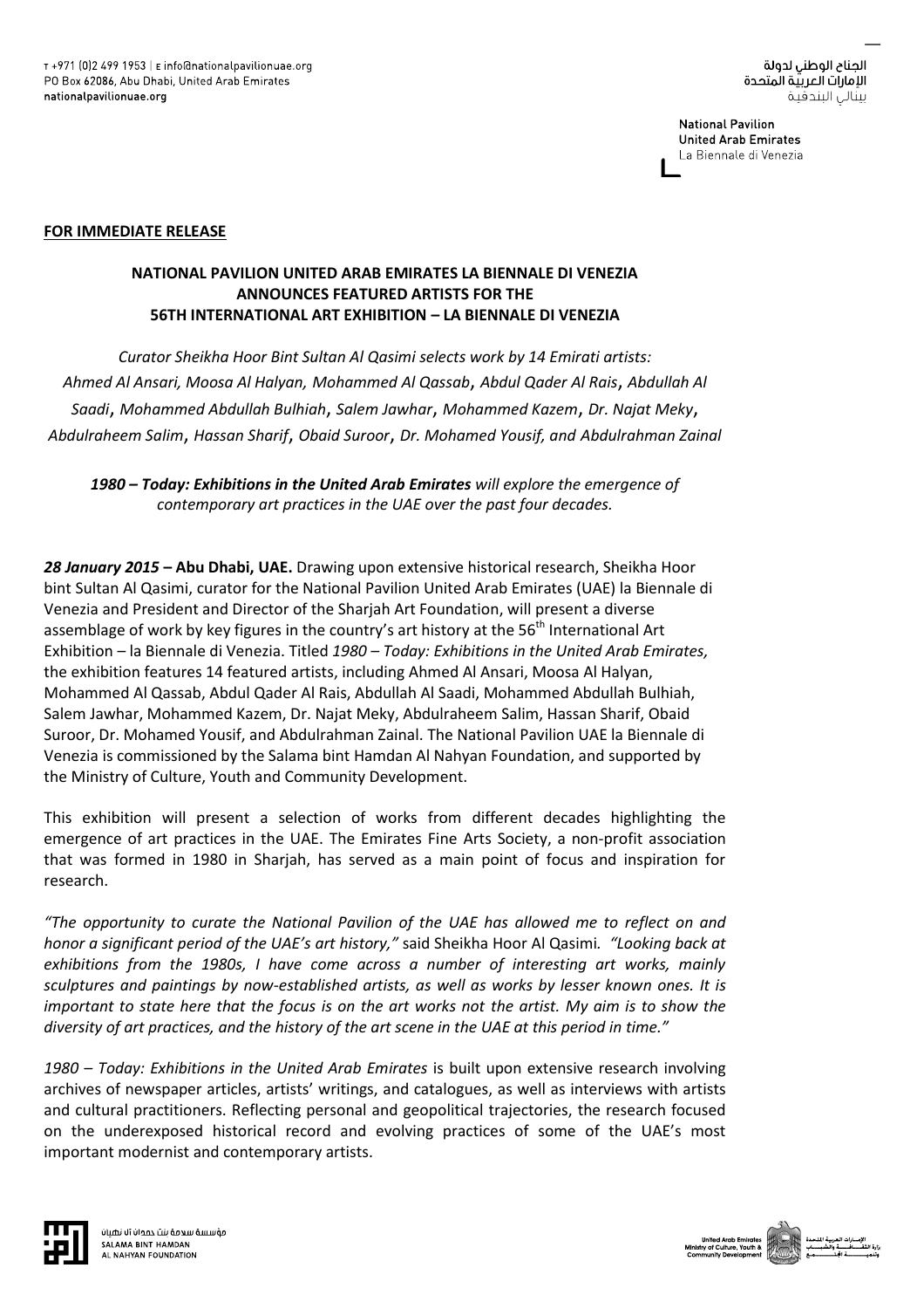T +971 (0)2 499 1953 | E info@nationalpavilionuae.org
PO Box 62086, Abu Dhabi, United Arab Emirates
nationalpavilionuae.org

الجناح الوطني لدولة
الإمارات العربيّة المتحدة
بينالي البندقية

National Pavilion
United Arab Emirates
La Biennale di Venezia

**FOR IMMEDIATE RELEASE**

**NATIONAL PAVILION UNITED ARAB EMIRATES LA BIENNALE DI VENEZIA ANNOUNCES FEATURED ARTISTS FOR THE 56TH INTERNATIONAL ART EXHIBITION – LA BIENNALE DI VENEZIA**

*Curator Sheikha Hoor Bint Sultan Al Qasimi selects work by 14 Emirati artists: Ahmed Al Ansari, Moosa Al Halyan, Mohammed Al Qassab, Abdul Qader Al Rais, Abdullah Al Saadi, Mohammed Abdullah Bulhiah, Salem Jawhar, Mohammed Kazem, Dr. Najat Meky, Abdulraheem Salim, Hassan Sharif, Obaid Suroor, Dr. Mohamed Yousif, and Abdulrahman Zainal*

***1980 – Today: Exhibitions in the United Arab Emirates** will explore the emergence of contemporary art practices in the UAE over the past four decades.*

***28 January 2015* – Abu Dhabi, UAE.** Drawing upon extensive historical research, Sheikha Hoor bint Sultan Al Qasimi, curator for the National Pavilion United Arab Emirates (UAE) la Biennale di Venezia and President and Director of the Sharjah Art Foundation, will present a diverse assemblage of work by key figures in the country's art history at the 56th International Art Exhibition – la Biennale di Venezia. Titled *1980 – Today: Exhibitions in the United Arab Emirates,* the exhibition features 14 featured artists, including Ahmed Al Ansari, Moosa Al Halyan, Mohammed Al Qassab, Abdul Qader Al Rais, Abdullah Al Saadi, Mohammed Abdullah Bulhiah, Salem Jawhar, Mohammed Kazem, Dr. Najat Meky, Abdulraheem Salim, Hassan Sharif, Obaid Suroor, Dr. Mohamed Yousif, and Abdulrahman Zainal. The National Pavilion UAE la Biennale di Venezia is commissioned by the Salama bint Hamdan Al Nahyan Foundation, and supported by the Ministry of Culture, Youth and Community Development.

This exhibition will present a selection of works from different decades highlighting the emergence of art practices in the UAE. The Emirates Fine Arts Society, a non-profit association that was formed in 1980 in Sharjah, has served as a main point of focus and inspiration for research.

*"The opportunity to curate the National Pavilion of the UAE has allowed me to reflect on and honor a significant period of the UAE's art history,"* said Sheikha Hoor Al Qasimi. *"Looking back at exhibitions from the 1980s, I have come across a number of interesting art works, mainly sculptures and paintings by now-established artists, as well as works by lesser known ones. It is important to state here that the focus is on the art works not the artist. My aim is to show the diversity of art practices, and the history of the art scene in the UAE at this period in time."*

*1980 – Today: Exhibitions in the United Arab Emirates* is built upon extensive research involving archives of newspaper articles, artists' writings, and catalogues, as well as interviews with artists and cultural practitioners. Reflecting personal and geopolitical trajectories, the research focused on the underexposed historical record and evolving practices of some of the UAE's most important modernist and contemporary artists.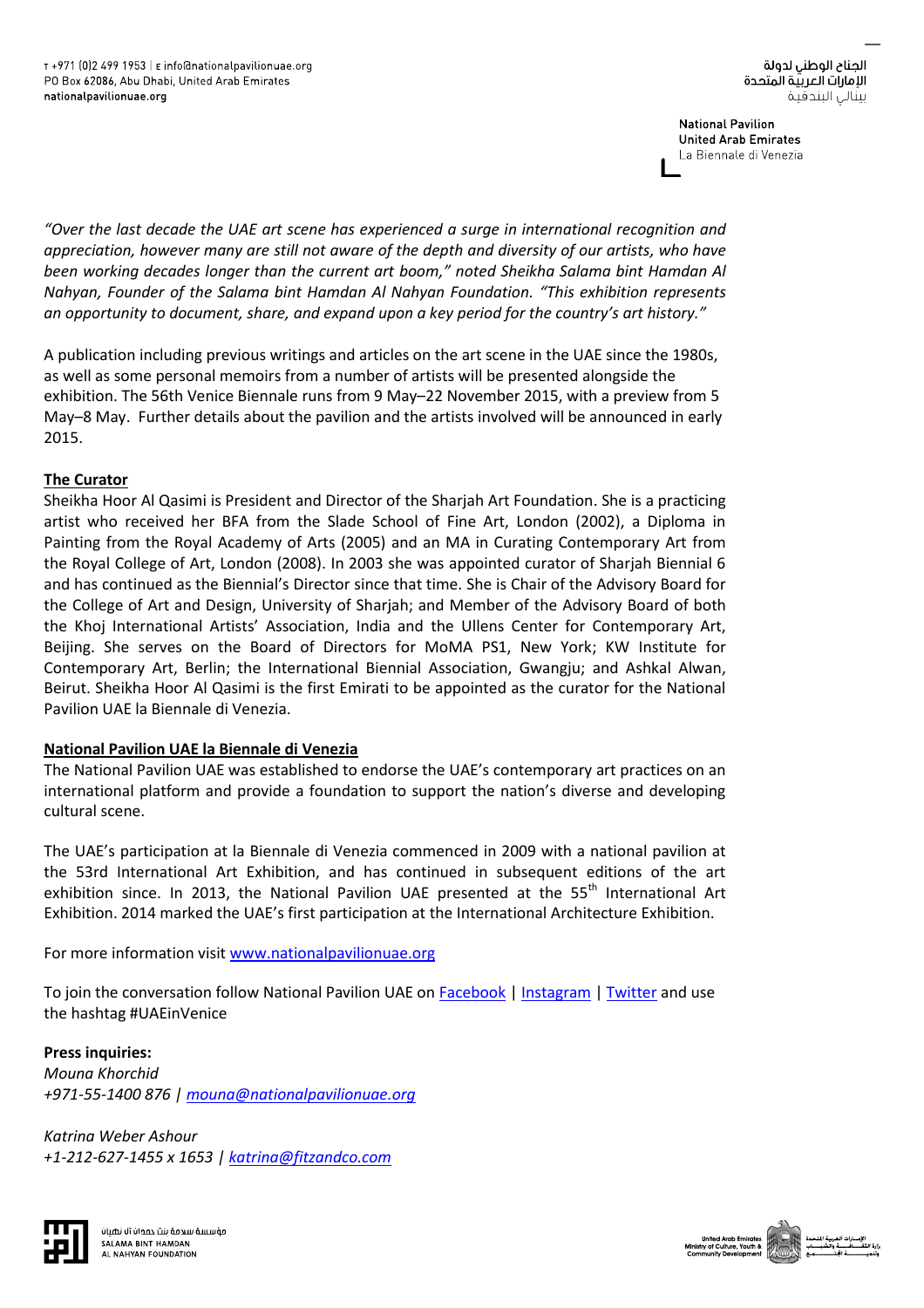*"Over the last decade the UAE art scene has experienced a surge in international recognition and appreciation, however many are still not aware of the depth and diversity of our artists, who have been working decades longer than the current art boom," noted Sheikha Salama bint Hamdan Al Nahyan, Founder of the Salama bint Hamdan Al Nahyan Foundation. "This exhibition represents an opportunity to document, share, and expand upon a key period for the country's art history."*

A publication including previous writings and articles on the art scene in the UAE since the 1980s, as well as some personal memoirs from a number of artists will be presented alongside the exhibition. The 56th Venice Biennale runs from 9 May–22 November 2015, with a preview from 5 May–8 May. Further details about the pavilion and the artists involved will be announced in early 2015.

**The Curator**

Sheikha Hoor Al Qasimi is President and Director of the Sharjah Art Foundation. She is a practicing artist who received her BFA from the Slade School of Fine Art, London (2002), a Diploma in Painting from the Royal Academy of Arts (2005) and an MA in Curating Contemporary Art from the Royal College of Art, London (2008). In 2003 she was appointed curator of Sharjah Biennial 6 and has continued as the Biennial's Director since that time. She is Chair of the Advisory Board for the College of Art and Design, University of Sharjah; and Member of the Advisory Board of both the Khoj International Artists' Association, India and the Ullens Center for Contemporary Art, Beijing. She serves on the Board of Directors for MoMA PS1, New York; KW Institute for Contemporary Art, Berlin; the International Biennial Association, Gwangju; and Ashkal Alwan, Beirut. Sheikha Hoor Al Qasimi is the first Emirati to be appointed as the curator for the National Pavilion UAE la Biennale di Venezia.

**National Pavilion UAE la Biennale di Venezia**

The National Pavilion UAE was established to endorse the UAE's contemporary art practices on an international platform and provide a foundation to support the nation's diverse and developing cultural scene.

The UAE's participation at la Biennale di Venezia commenced in 2009 with a national pavilion at the 53rd International Art Exhibition, and has continued in subsequent editions of the art exhibition since. In 2013, the National Pavilion UAE presented at the 55th International Art Exhibition. 2014 marked the UAE's first participation at the International Architecture Exhibition.

For more information visit www.nationalpavilionuae.org

To join the conversation follow National Pavilion UAE on Facebook | Instagram | Twitter and use the hashtag #UAEinVenice

**Press inquiries:**

*Mouna Khorchid*
*+971-55-1400 876 | mouna@nationalpavilionuae.org*

*Katrina Weber Ashour*
*+1-212-627-1455 x 1653 | katrina@fitzandco.com*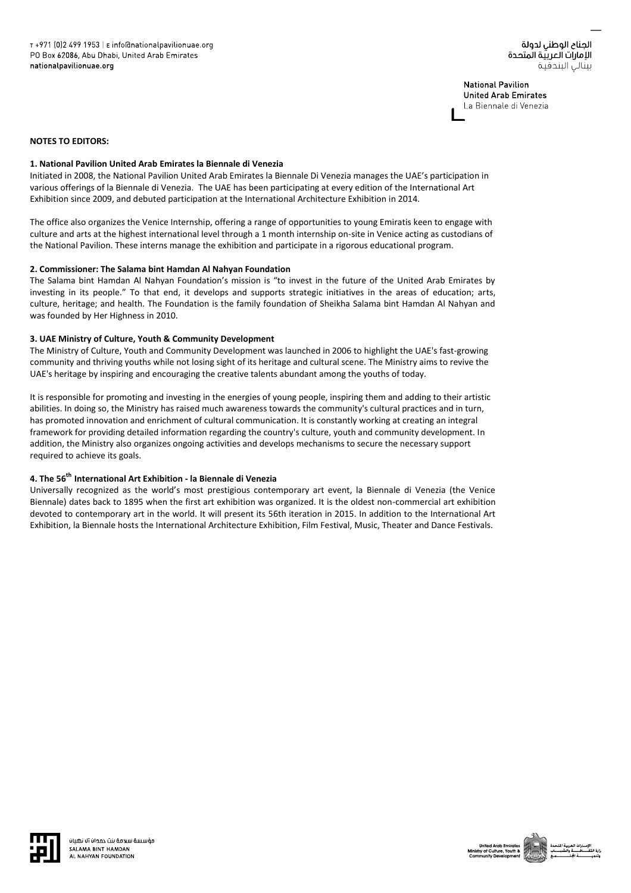**NOTES TO EDITORS:**

**1. National Pavilion United Arab Emirates la Biennale di Venezia**

Initiated in 2008, the National Pavilion United Arab Emirates la Biennale Di Venezia manages the UAE's participation in various offerings of la Biennale di Venezia. The UAE has been participating at every edition of the International Art Exhibition since 2009, and debuted participation at the International Architecture Exhibition in 2014.

The office also organizes the Venice Internship, offering a range of opportunities to young Emiratis keen to engage with culture and arts at the highest international level through a 1 month internship on-site in Venice acting as custodians of the National Pavilion. These interns manage the exhibition and participate in a rigorous educational program.

**2. Commissioner: The Salama bint Hamdan Al Nahyan Foundation**

The Salama bint Hamdan Al Nahyan Foundation's mission is "to invest in the future of the United Arab Emirates by investing in its people." To that end, it develops and supports strategic initiatives in the areas of education; arts, culture, heritage; and health. The Foundation is the family foundation of Sheikha Salama bint Hamdan Al Nahyan and was founded by Her Highness in 2010.

**3. UAE Ministry of Culture, Youth & Community Development**

The Ministry of Culture, Youth and Community Development was launched in 2006 to highlight the UAE's fast-growing community and thriving youths while not losing sight of its heritage and cultural scene. The Ministry aims to revive the UAE's heritage by inspiring and encouraging the creative talents abundant among the youths of today.

It is responsible for promoting and investing in the energies of young people, inspiring them and adding to their artistic abilities. In doing so, the Ministry has raised much awareness towards the community's cultural practices and in turn, has promoted innovation and enrichment of cultural communication. It is constantly working at creating an integral framework for providing detailed information regarding the country's culture, youth and community development. In addition, the Ministry also organizes ongoing activities and develops mechanisms to secure the necessary support required to achieve its goals.

**4. The 56th International Art Exhibition - la Biennale di Venezia**

Universally recognized as the world's most prestigious contemporary art event, la Biennale di Venezia (the Venice Biennale) dates back to 1895 when the first art exhibition was organized. It is the oldest non-commercial art exhibition devoted to contemporary art in the world. It will present its 56th iteration in 2015. In addition to the International Art Exhibition, la Biennale hosts the International Architecture Exhibition, Film Festival, Music, Theater and Dance Festivals.